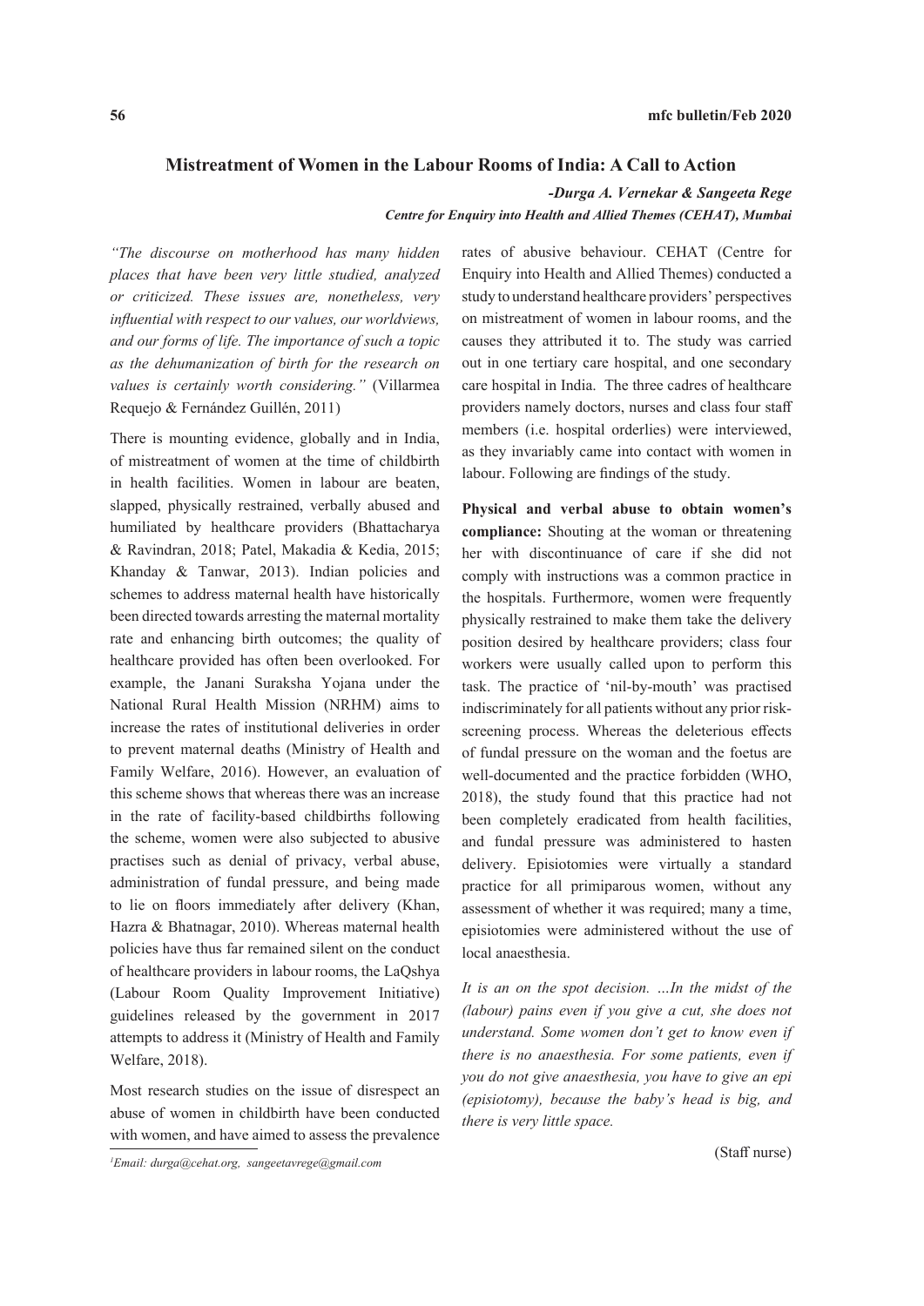# Mistreatment of Women in the Labour Rooms of India: A Call to Action

***-Durga A. Vernekar & Sangeeta Rege***

***Centre for Enquiry into Health and Allied Themes (CEHAT), Mumbai***

*"The discourse on motherhood has many hidden places that have been very little studied, analyzed or criticized. These issues are, nonetheless, very influential with respect to our values, our worldviews, and our forms of life. The importance of such a topic as the dehumanization of birth for the research on values is certainly worth considering."* (Villarmea Requejo & Fernández Guillén, 2011)

There is mounting evidence, globally and in India, of mistreatment of women at the time of childbirth in health facilities. Women in labour are beaten, slapped, physically restrained, verbally abused and humiliated by healthcare providers (Bhattacharya & Ravindran, 2018; Patel, Makadia & Kedia, 2015; Khanday & Tanwar, 2013). Indian policies and schemes to address maternal health have historically been directed towards arresting the maternal mortality rate and enhancing birth outcomes; the quality of healthcare provided has often been overlooked. For example, the Janani Suraksha Yojana under the National Rural Health Mission (NRHM) aims to increase the rates of institutional deliveries in order to prevent maternal deaths (Ministry of Health and Family Welfare, 2016). However, an evaluation of this scheme shows that whereas there was an increase in the rate of facility-based childbirths following the scheme, women were also subjected to abusive practises such as denial of privacy, verbal abuse, administration of fundal pressure, and being made to lie on floors immediately after delivery (Khan, Hazra & Bhatnagar, 2010). Whereas maternal health policies have thus far remained silent on the conduct of healthcare providers in labour rooms, the LaQshya (Labour Room Quality Improvement Initiative) guidelines released by the government in 2017 attempts to address it (Ministry of Health and Family Welfare, 2018).

Most research studies on the issue of disrespect an abuse of women in childbirth have been conducted with women, and have aimed to assess the prevalence rates of abusive behaviour. CEHAT (Centre for Enquiry into Health and Allied Themes) conducted a study to understand healthcare providers' perspectives on mistreatment of women in labour rooms, and the causes they attributed it to. The study was carried out in one tertiary care hospital, and one secondary care hospital in India. The three cadres of healthcare providers namely doctors, nurses and class four staff members (i.e. hospital orderlies) were interviewed, as they invariably came into contact with women in labour. Following are findings of the study.

**Physical and verbal abuse to obtain women's compliance:** Shouting at the woman or threatening her with discontinuance of care if she did not comply with instructions was a common practice in the hospitals. Furthermore, women were frequently physically restrained to make them take the delivery position desired by healthcare providers; class four workers were usually called upon to perform this task. The practice of 'nil-by-mouth' was practised indiscriminately for all patients without any prior risk-screening process. Whereas the deleterious effects of fundal pressure on the woman and the foetus are well-documented and the practice forbidden (WHO, 2018), the study found that this practice had not been completely eradicated from health facilities, and fundal pressure was administered to hasten delivery. Episiotomies were virtually a standard practice for all primiparous women, without any assessment of whether it was required; many a time, episiotomies were administered without the use of local anaesthesia.

*It is an on the spot decision. …In the midst of the (labour) pains even if you give a cut, she does not understand. Some women don't get to know even if there is no anaesthesia. For some patients, even if you do not give anaesthesia, you have to give an epi (episiotomy), because the baby's head is big, and there is very little space.*

(Staff nurse)

[1] Email: durga@cehat.org, sangeetavrege@gmail.com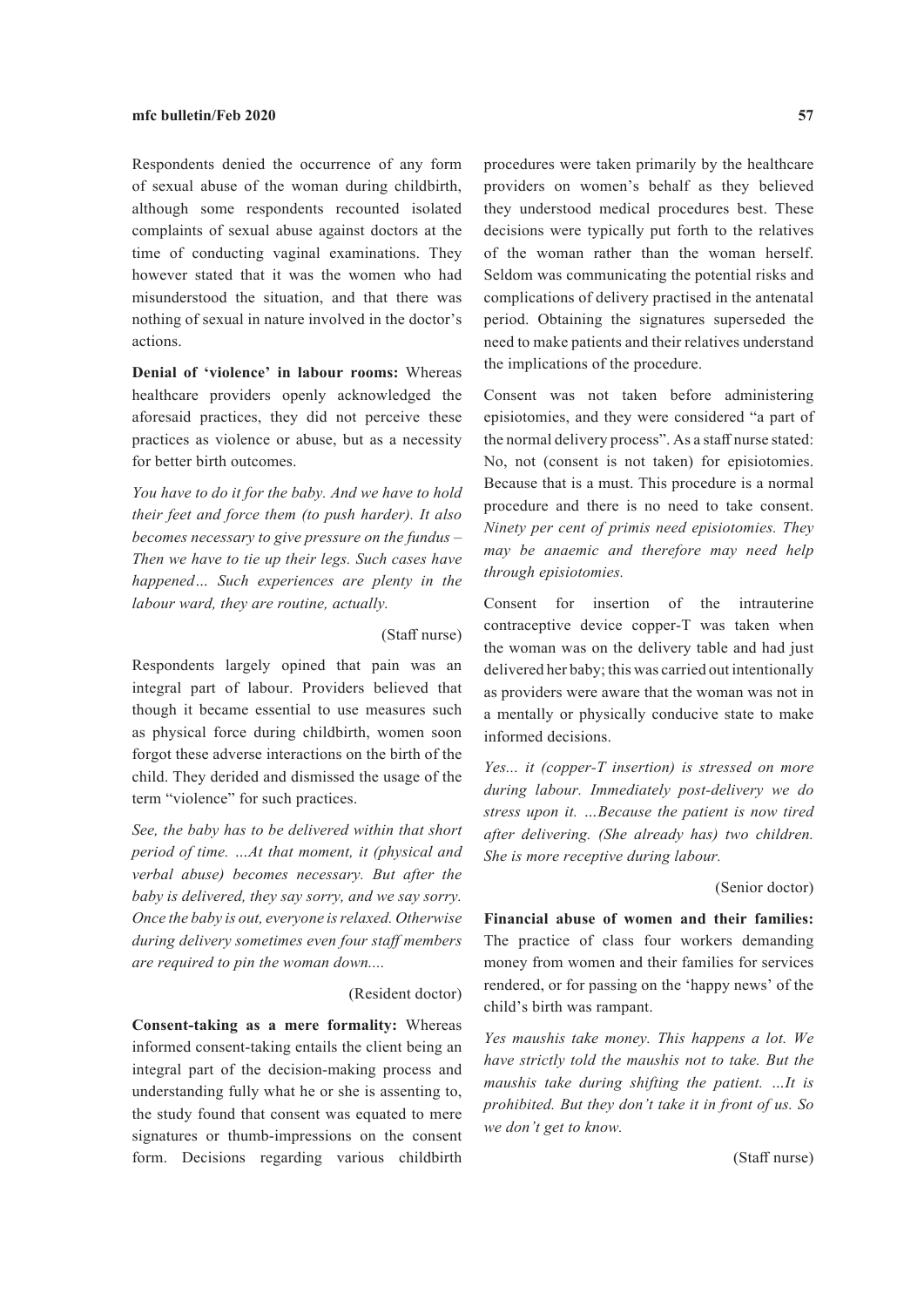Respondents denied the occurrence of any form of sexual abuse of the woman during childbirth, although some respondents recounted isolated complaints of sexual abuse against doctors at the time of conducting vaginal examinations. They however stated that it was the women who had misunderstood the situation, and that there was nothing of sexual in nature involved in the doctor's actions.

**Denial of 'violence' in labour rooms:** Whereas healthcare providers openly acknowledged the aforesaid practices, they did not perceive these practices as violence or abuse, but as a necessity for better birth outcomes.

*You have to do it for the baby. And we have to hold their feet and force them (to push harder). It also becomes necessary to give pressure on the fundus – Then we have to tie up their legs. Such cases have happened… Such experiences are plenty in the labour ward, they are routine, actually.*

(Staff nurse)

Respondents largely opined that pain was an integral part of labour. Providers believed that though it became essential to use measures such as physical force during childbirth, women soon forgot these adverse interactions on the birth of the child. They derided and dismissed the usage of the term "violence" for such practices.

*See, the baby has to be delivered within that short period of time. …At that moment, it (physical and verbal abuse) becomes necessary. But after the baby is delivered, they say sorry, and we say sorry. Once the baby is out, everyone is relaxed. Otherwise during delivery sometimes even four staff members are required to pin the woman down....*

(Resident doctor)

**Consent-taking as a mere formality:** Whereas informed consent-taking entails the client being an integral part of the decision-making process and understanding fully what he or she is assenting to, the study found that consent was equated to mere signatures or thumb-impressions on the consent form. Decisions regarding various childbirth procedures were taken primarily by the healthcare providers on women's behalf as they believed they understood medical procedures best. These decisions were typically put forth to the relatives of the woman rather than the woman herself. Seldom was communicating the potential risks and complications of delivery practised in the antenatal period. Obtaining the signatures superseded the need to make patients and their relatives understand the implications of the procedure.

Consent was not taken before administering episiotomies, and they were considered "a part of the normal delivery process". As a staff nurse stated: No, not (consent is not taken) for episiotomies. Because that is a must. This procedure is a normal procedure and there is no need to take consent. *Ninety per cent of primis need episiotomies. They may be anaemic and therefore may need help through episiotomies.*

Consent for insertion of the intrauterine contraceptive device copper-T was taken when the woman was on the delivery table and had just delivered her baby; this was carried out intentionally as providers were aware that the woman was not in a mentally or physically conducive state to make informed decisions.

*Yes... it (copper-T insertion) is stressed on more during labour. Immediately post-delivery we do stress upon it. …Because the patient is now tired after delivering. (She already has) two children. She is more receptive during labour.*

(Senior doctor)

**Financial abuse of women and their families:** The practice of class four workers demanding money from women and their families for services rendered, or for passing on the 'happy news' of the child's birth was rampant.

*Yes maushis take money. This happens a lot. We have strictly told the maushis not to take. But the maushis take during shifting the patient. …It is prohibited. But they don't take it in front of us. So we don't get to know.*

(Staff nurse)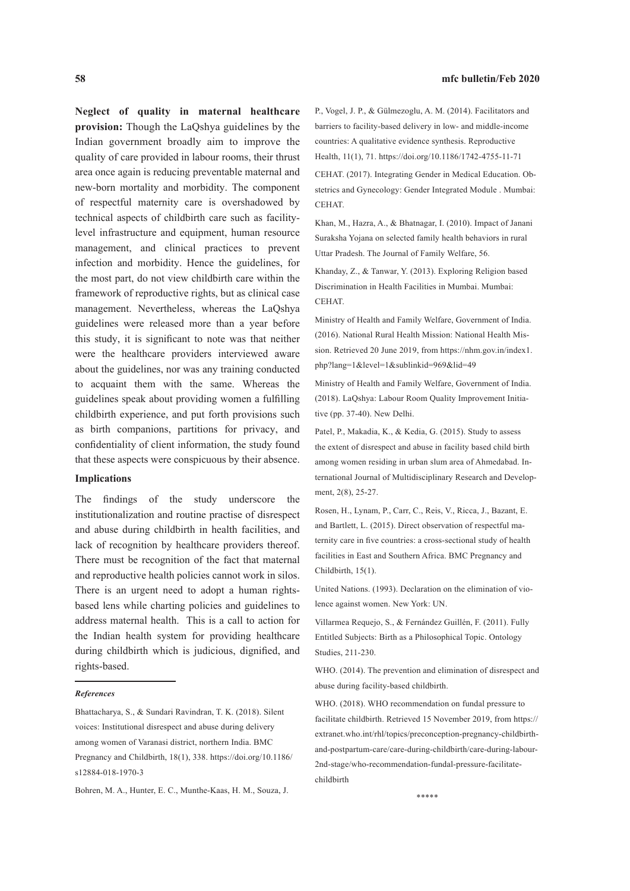**Neglect of quality in maternal healthcare provision:** Though the LaQshya guidelines by the Indian government broadly aim to improve the quality of care provided in labour rooms, their thrust area once again is reducing preventable maternal and new-born mortality and morbidity. The component of respectful maternity care is overshadowed by technical aspects of childbirth care such as facility-level infrastructure and equipment, human resource management, and clinical practices to prevent infection and morbidity. Hence the guidelines, for the most part, do not view childbirth care within the framework of reproductive rights, but as clinical case management. Nevertheless, whereas the LaQshya guidelines were released more than a year before this study, it is significant to note was that neither were the healthcare providers interviewed aware about the guidelines, nor was any training conducted to acquaint them with the same. Whereas the guidelines speak about providing women a fulfilling childbirth experience, and put forth provisions such as birth companions, partitions for privacy, and confidentiality of client information, the study found that these aspects were conspicuous by their absence.

### Implications

The findings of the study underscore the institutionalization and routine practise of disrespect and abuse during childbirth in health facilities, and lack of recognition by healthcare providers thereof. There must be recognition of the fact that maternal and reproductive health policies cannot work in silos. There is an urgent need to adopt a human rights-based lens while charting policies and guidelines to address maternal health. This is a call to action for the Indian health system for providing healthcare during childbirth which is judicious, dignified, and rights-based.

#### *References*

Bhattacharya, S., & Sundari Ravindran, T. K. (2018). Silent voices: Institutional disrespect and abuse during delivery among women of Varanasi district, northern India. BMC Pregnancy and Childbirth, 18(1), 338. https://doi.org/10.1186/s12884-018-1970-3

Bohren, M. A., Hunter, E. C., Munthe-Kaas, H. M., Souza, J. P., Vogel, J. P., & Gülmezoglu, A. M. (2014). Facilitators and barriers to facility-based delivery in low- and middle-income countries: A qualitative evidence synthesis. Reproductive Health, 11(1), 71. https://doi.org/10.1186/1742-4755-11-71

CEHAT. (2017). Integrating Gender in Medical Education. Obstetrics and Gynecology: Gender Integrated Module . Mumbai: CEHAT.

Khan, M., Hazra, A., & Bhatnagar, I. (2010). Impact of Janani Suraksha Yojana on selected family health behaviors in rural Uttar Pradesh. The Journal of Family Welfare, 56.

Khanday, Z., & Tanwar, Y. (2013). Exploring Religion based Discrimination in Health Facilities in Mumbai. Mumbai: CEHAT.

Ministry of Health and Family Welfare, Government of India. (2016). National Rural Health Mission: National Health Mission. Retrieved 20 June 2019, from https://nhm.gov.in/index1.php?lang=1&level=1&sublinkid=969&lid=49

Ministry of Health and Family Welfare, Government of India. (2018). LaQshya: Labour Room Quality Improvement Initiative (pp. 37-40). New Delhi.

Patel, P., Makadia, K., & Kedia, G. (2015). Study to assess the extent of disrespect and abuse in facility based child birth among women residing in urban slum area of Ahmedabad. International Journal of Multidisciplinary Research and Development, 2(8), 25-27.

Rosen, H., Lynam, P., Carr, C., Reis, V., Ricca, J., Bazant, E. and Bartlett, L. (2015). Direct observation of respectful maternity care in five countries: a cross-sectional study of health facilities in East and Southern Africa. BMC Pregnancy and Childbirth, 15(1).

United Nations. (1993). Declaration on the elimination of violence against women. New York: UN.

Villarmea Requejo, S., & Fernández Guillén, F. (2011). Fully Entitled Subjects: Birth as a Philosophical Topic. Ontology Studies, 211-230.

WHO. (2014). The prevention and elimination of disrespect and abuse during facility-based childbirth.

WHO. (2018). WHO recommendation on fundal pressure to facilitate childbirth. Retrieved 15 November 2019, from https://extranet.who.int/rhl/topics/preconception-pregnancy-childbirth-and-postpartum-care/care-during-childbirth/care-during-labour-2nd-stage/who-recommendation-fundal-pressure-facilitate-childbirth

\*\*\*\*\*